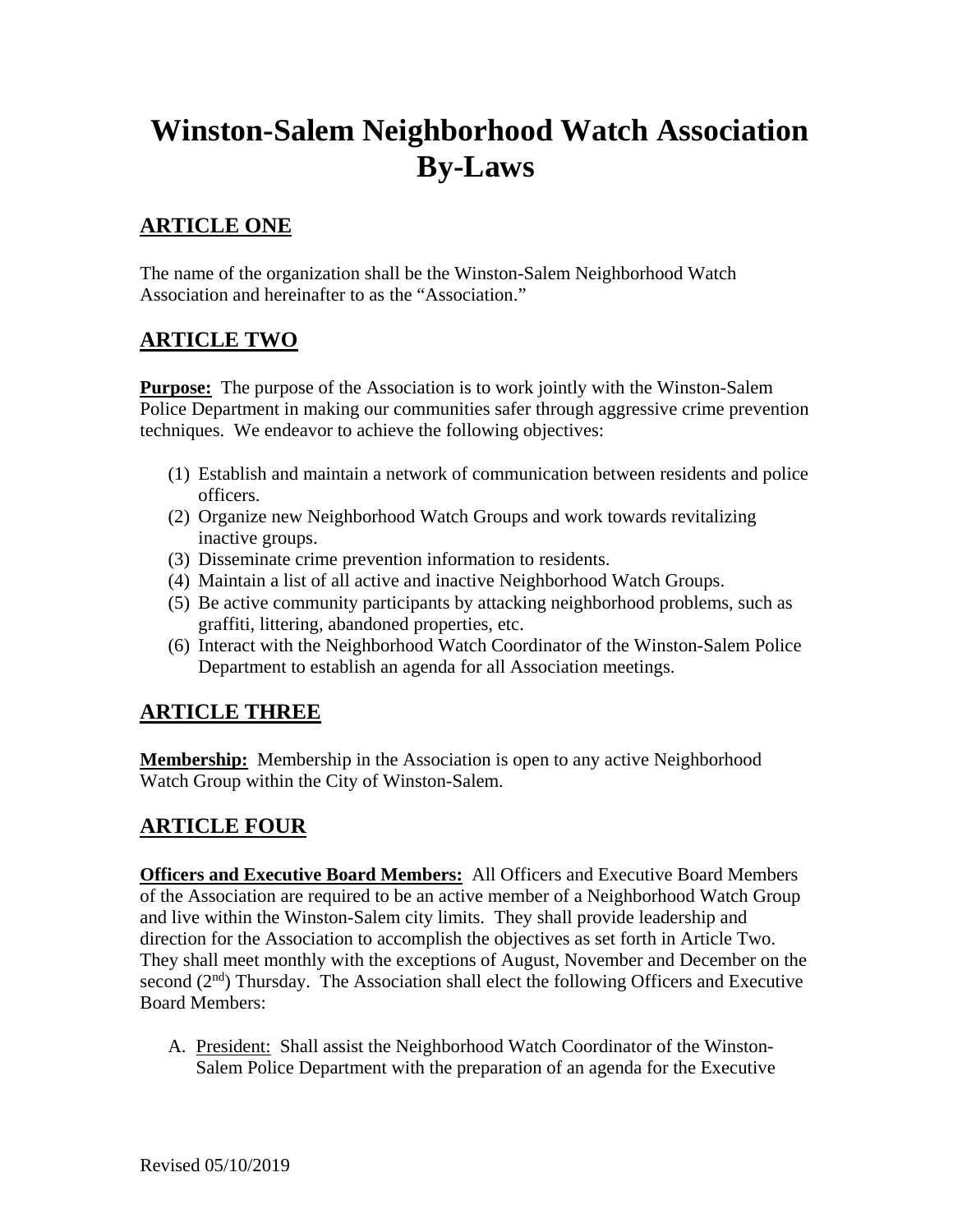# Winston-Salem Neighborhood Watch Association By-Laws

## ARTICLE ONE

The name of the organization shall be the Winston-Salem Neighborhood Watch Association and hereinafter to as the "Association."

## ARTICLE TWO

**Purpose:** The purpose of the Association is to work jointly with the Winston-Salem Police Department in making our communities safer through aggressive crime prevention techniques. We endeavor to achieve the following objectives:

(1) Establish and maintain a network of communication between residents and police officers.
(2) Organize new Neighborhood Watch Groups and work towards revitalizing inactive groups.
(3) Disseminate crime prevention information to residents.
(4) Maintain a list of all active and inactive Neighborhood Watch Groups.
(5) Be active community participants by attacking neighborhood problems, such as graffiti, littering, abandoned properties, etc.
(6) Interact with the Neighborhood Watch Coordinator of the Winston-Salem Police Department to establish an agenda for all Association meetings.

## ARTICLE THREE

**Membership:** Membership in the Association is open to any active Neighborhood Watch Group within the City of Winston-Salem.

## ARTICLE FOUR

**Officers and Executive Board Members:** All Officers and Executive Board Members of the Association are required to be an active member of a Neighborhood Watch Group and live within the Winston-Salem city limits. They shall provide leadership and direction for the Association to accomplish the objectives as set forth in Article Two. They shall meet monthly with the exceptions of August, November and December on the second (2nd) Thursday. The Association shall elect the following Officers and Executive Board Members:

A. President: Shall assist the Neighborhood Watch Coordinator of the Winston-Salem Police Department with the preparation of an agenda for the Executive

Revised 05/10/2019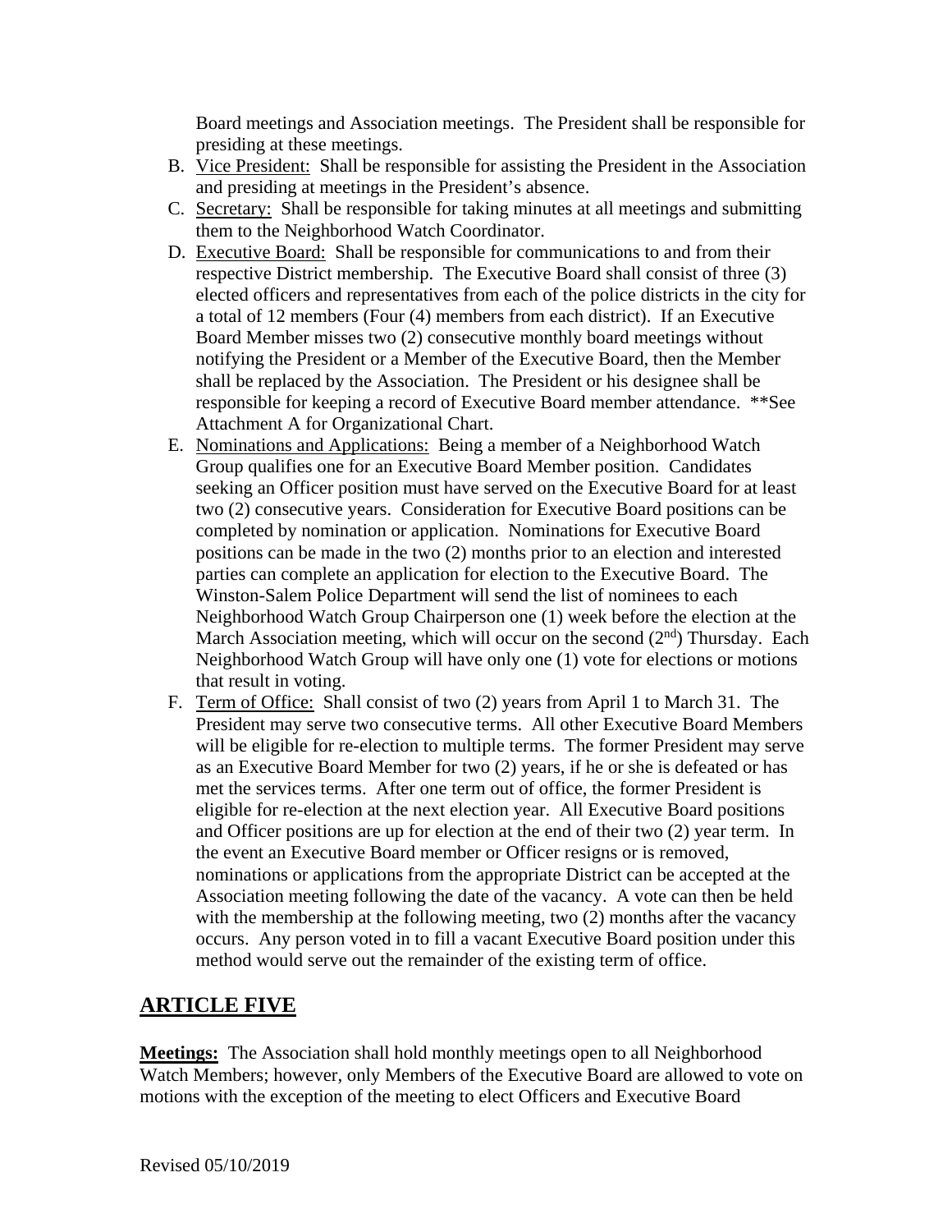Board meetings and Association meetings. The President shall be responsible for presiding at these meetings.

B. Vice President: Shall be responsible for assisting the President in the Association and presiding at meetings in the President's absence.

C. Secretary: Shall be responsible for taking minutes at all meetings and submitting them to the Neighborhood Watch Coordinator.

D. Executive Board: Shall be responsible for communications to and from their respective District membership. The Executive Board shall consist of three (3) elected officers and representatives from each of the police districts in the city for a total of 12 members (Four (4) members from each district). If an Executive Board Member misses two (2) consecutive monthly board meetings without notifying the President or a Member of the Executive Board, then the Member shall be replaced by the Association. The President or his designee shall be responsible for keeping a record of Executive Board member attendance. **See Attachment A for Organizational Chart.

E. Nominations and Applications: Being a member of a Neighborhood Watch Group qualifies one for an Executive Board Member position. Candidates seeking an Officer position must have served on the Executive Board for at least two (2) consecutive years. Consideration for Executive Board positions can be completed by nomination or application. Nominations for Executive Board positions can be made in the two (2) months prior to an election and interested parties can complete an application for election to the Executive Board. The Winston-Salem Police Department will send the list of nominees to each Neighborhood Watch Group Chairperson one (1) week before the election at the March Association meeting, which will occur on the second (2nd) Thursday. Each Neighborhood Watch Group will have only one (1) vote for elections or motions that result in voting.

F. Term of Office: Shall consist of two (2) years from April 1 to March 31. The President may serve two consecutive terms. All other Executive Board Members will be eligible for re-election to multiple terms. The former President may serve as an Executive Board Member for two (2) years, if he or she is defeated or has met the services terms. After one term out of office, the former President is eligible for re-election at the next election year. All Executive Board positions and Officer positions are up for election at the end of their two (2) year term. In the event an Executive Board member or Officer resigns or is removed, nominations or applications from the appropriate District can be accepted at the Association meeting following the date of the vacancy. A vote can then be held with the membership at the following meeting, two (2) months after the vacancy occurs. Any person voted in to fill a vacant Executive Board position under this method would serve out the remainder of the existing term of office.

## ARTICLE FIVE

**Meetings:** The Association shall hold monthly meetings open to all Neighborhood Watch Members; however, only Members of the Executive Board are allowed to vote on motions with the exception of the meeting to elect Officers and Executive Board

Revised 05/10/2019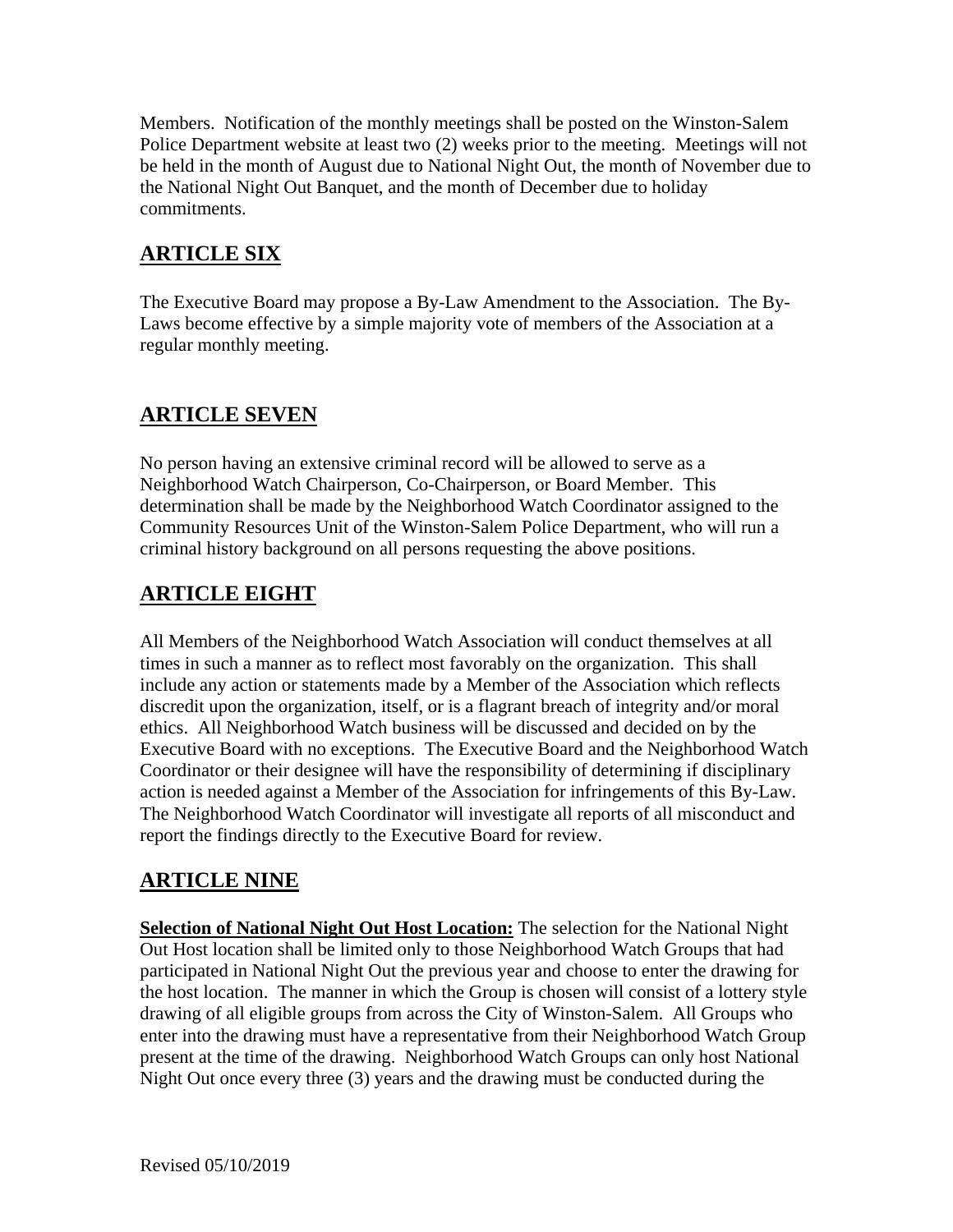Members. Notification of the monthly meetings shall be posted on the Winston-Salem Police Department website at least two (2) weeks prior to the meeting. Meetings will not be held in the month of August due to National Night Out, the month of November due to the National Night Out Banquet, and the month of December due to holiday commitments.

## ARTICLE SIX

The Executive Board may propose a By-Law Amendment to the Association. The By-Laws become effective by a simple majority vote of members of the Association at a regular monthly meeting.

## ARTICLE SEVEN

No person having an extensive criminal record will be allowed to serve as a Neighborhood Watch Chairperson, Co-Chairperson, or Board Member. This determination shall be made by the Neighborhood Watch Coordinator assigned to the Community Resources Unit of the Winston-Salem Police Department, who will run a criminal history background on all persons requesting the above positions.

## ARTICLE EIGHT

All Members of the Neighborhood Watch Association will conduct themselves at all times in such a manner as to reflect most favorably on the organization. This shall include any action or statements made by a Member of the Association which reflects discredit upon the organization, itself, or is a flagrant breach of integrity and/or moral ethics. All Neighborhood Watch business will be discussed and decided on by the Executive Board with no exceptions. The Executive Board and the Neighborhood Watch Coordinator or their designee will have the responsibility of determining if disciplinary action is needed against a Member of the Association for infringements of this By-Law. The Neighborhood Watch Coordinator will investigate all reports of all misconduct and report the findings directly to the Executive Board for review.

## ARTICLE NINE

**Selection of National Night Out Host Location:** The selection for the National Night Out Host location shall be limited only to those Neighborhood Watch Groups that had participated in National Night Out the previous year and choose to enter the drawing for the host location. The manner in which the Group is chosen will consist of a lottery style drawing of all eligible groups from across the City of Winston-Salem. All Groups who enter into the drawing must have a representative from their Neighborhood Watch Group present at the time of the drawing. Neighborhood Watch Groups can only host National Night Out once every three (3) years and the drawing must be conducted during the

Revised 05/10/2019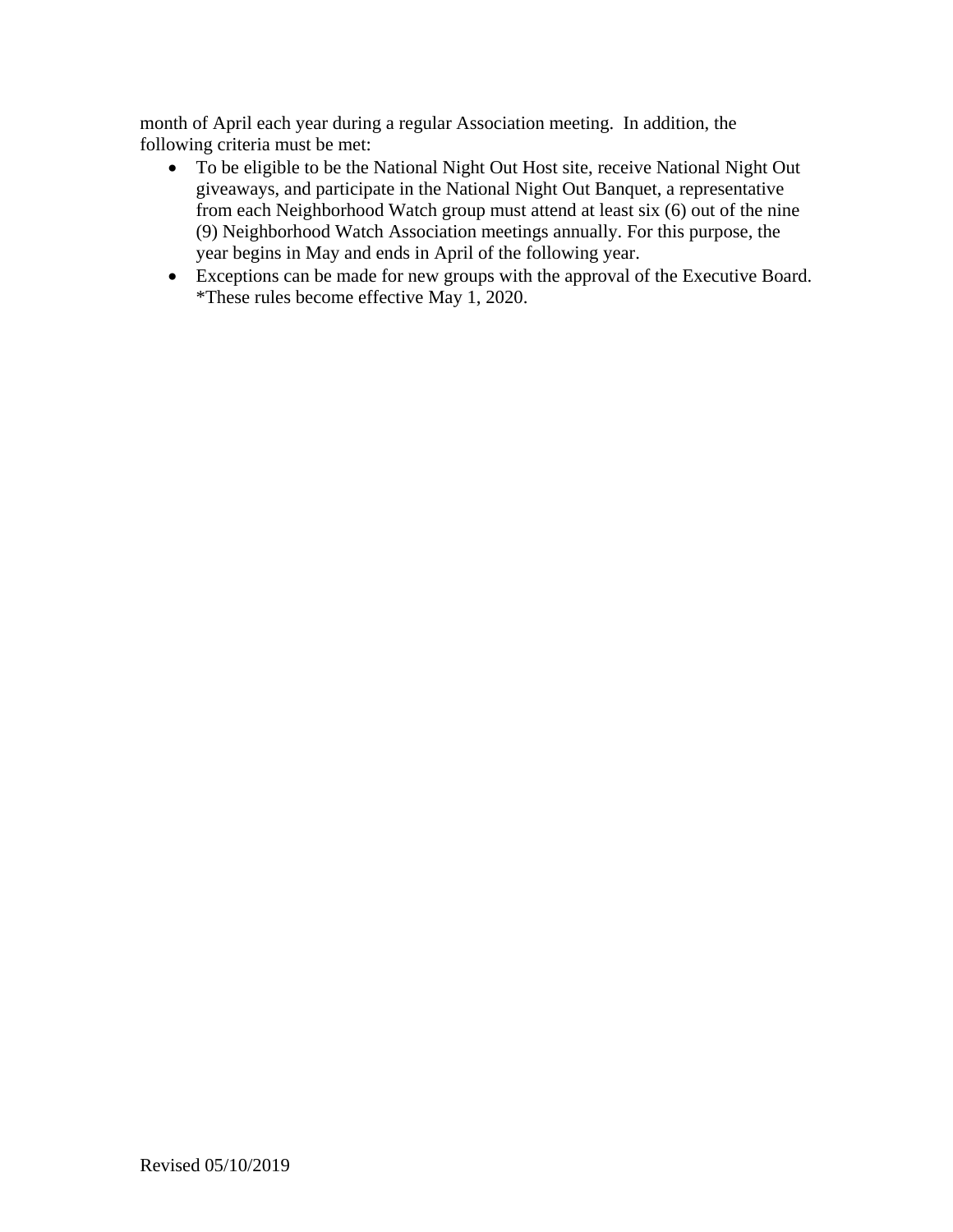month of April each year during a regular Association meeting.  In addition, the following criteria must be met:

- To be eligible to be the National Night Out Host site, receive National Night Out giveaways, and participate in the National Night Out Banquet, a representative from each Neighborhood Watch group must attend at least six (6) out of the nine (9) Neighborhood Watch Association meetings annually. For this purpose, the year begins in May and ends in April of the following year.
- Exceptions can be made for new groups with the approval of the Executive Board. *These rules become effective May 1, 2020.

Revised 05/10/2019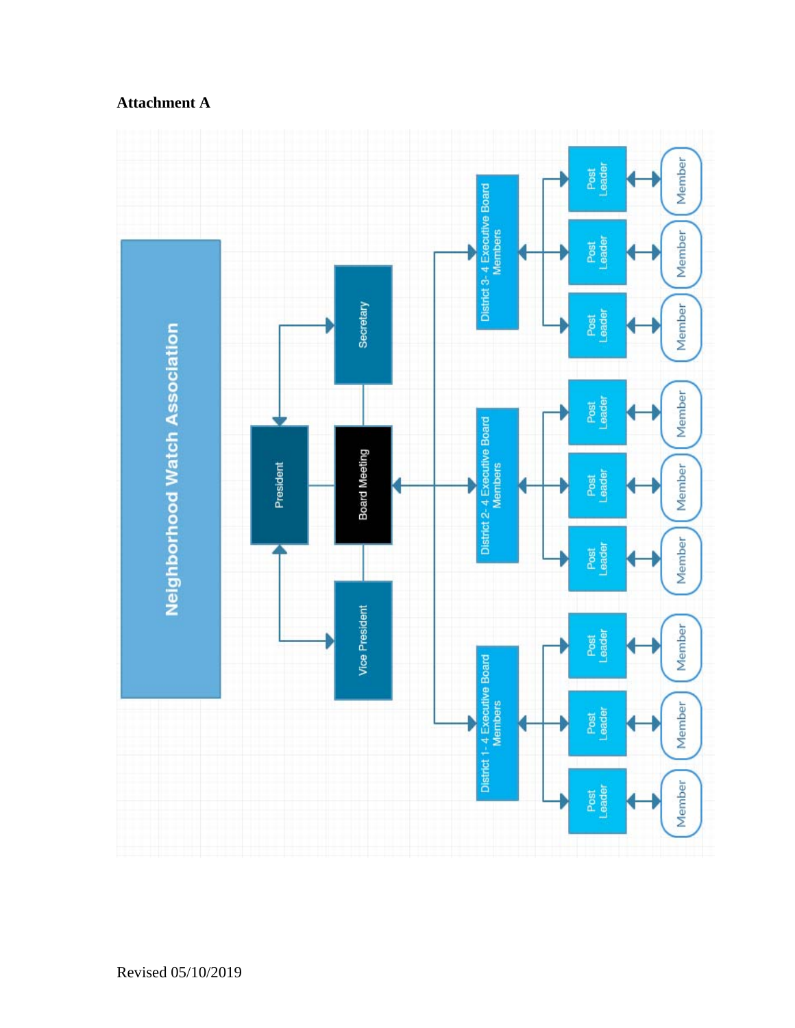**Attachment A**

Neighborhood Watch Association

President

Secretary

Board Meeting

Vice President

District 3- 4 Executive Board Members

District 2- 4 Executive Board Members

District 1- 4 Executive Board Members

Post Leader

Post Leader

Post Leader

Post Leader

Post Leader

Post Leader

Post Leader

Post Leader

Post Leader

Member

Member

Member

Member

Member

Member

Member

Member

Member

Revised 05/10/2019